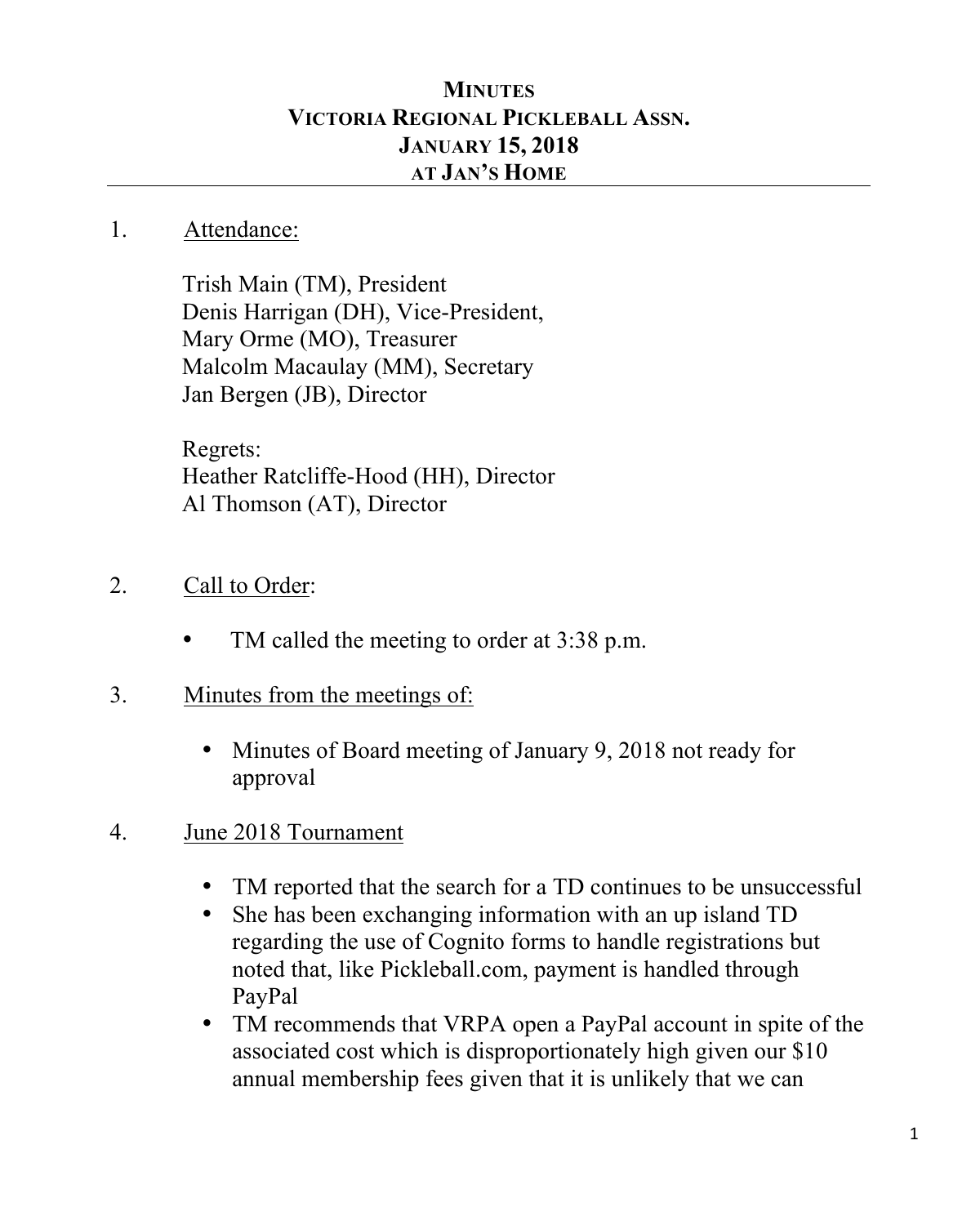# MINUTES
# VICTORIA REGIONAL PICKLEBALL ASSN.
# JANUARY 15, 2018
# AT JAN'S HOME

1. Attendance:

   Trish Main (TM), President
   Denis Harrigan (DH), Vice-President,
   Mary Orme (MO), Treasurer
   Malcolm Macaulay (MM), Secretary
   Jan Bergen (JB), Director

   Regrets:
   Heather Ratcliffe-Hood (HH), Director
   Al Thomson (AT), Director

2. Call to Order:

   - TM called the meeting to order at 3:38 p.m.

3. Minutes from the meetings of:

   - Minutes of Board meeting of January 9, 2018 not ready for approval

4. June 2018 Tournament

   - TM reported that the search for a TD continues to be unsuccessful
   - She has been exchanging information with an up island TD regarding the use of Cognito forms to handle registrations but noted that, like Pickleball.com, payment is handled through PayPal
   - TM recommends that VRPA open a PayPal account in spite of the associated cost which is disproportionately high given our $10 annual membership fees given that it is unlikely that we can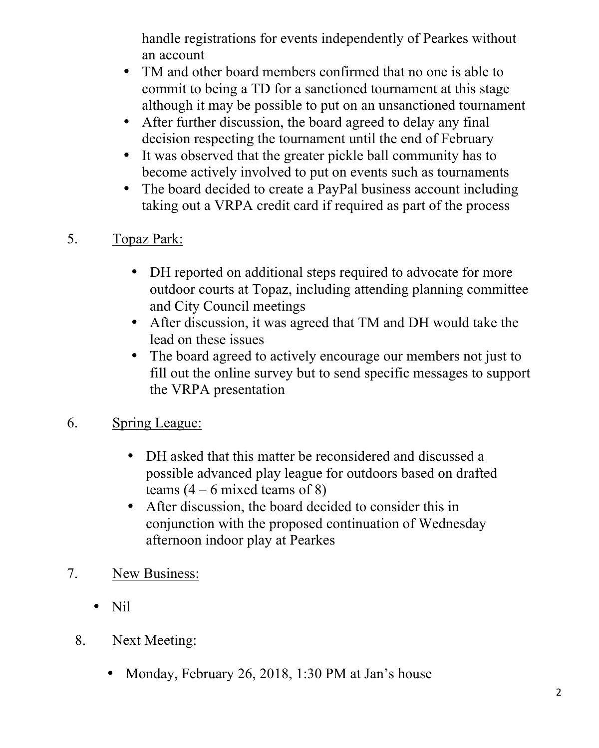- handle registrations for events independently of Pearkes without an account
- TM and other board members confirmed that no one is able to commit to being a TD for a sanctioned tournament at this stage although it may be possible to put on an unsanctioned tournament
- After further discussion, the board agreed to delay any final decision respecting the tournament until the end of February
- It was observed that the greater pickle ball community has to become actively involved to put on events such as tournaments
- The board decided to create a PayPal business account including taking out a VRPA credit card if required as part of the process

5. Topaz Park:

   - DH reported on additional steps required to advocate for more outdoor courts at Topaz, including attending planning committee and City Council meetings
   - After discussion, it was agreed that TM and DH would take the lead on these issues
   - The board agreed to actively encourage our members not just to fill out the online survey but to send specific messages to support the VRPA presentation

6. Spring League:

   - DH asked that this matter be reconsidered and discussed a possible advanced play league for outdoors based on drafted teams (4 – 6 mixed teams of 8)
   - After discussion, the board decided to consider this in conjunction with the proposed continuation of Wednesday afternoon indoor play at Pearkes

7. New Business:

   - Nil

8. Next Meeting:

   - Monday, February 26, 2018, 1:30 PM at Jan's house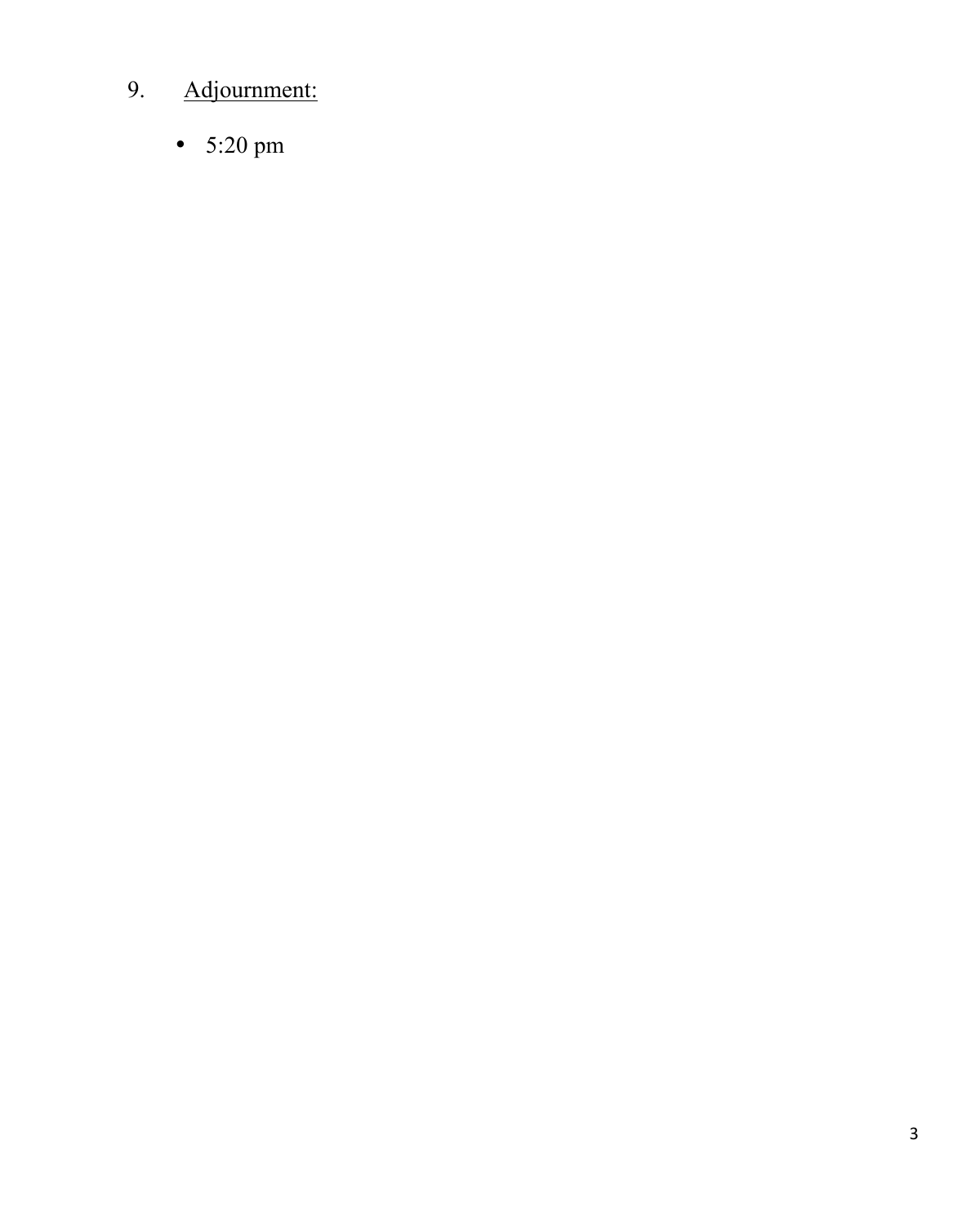9. <u>Adjournment:</u>

- 5:20 pm